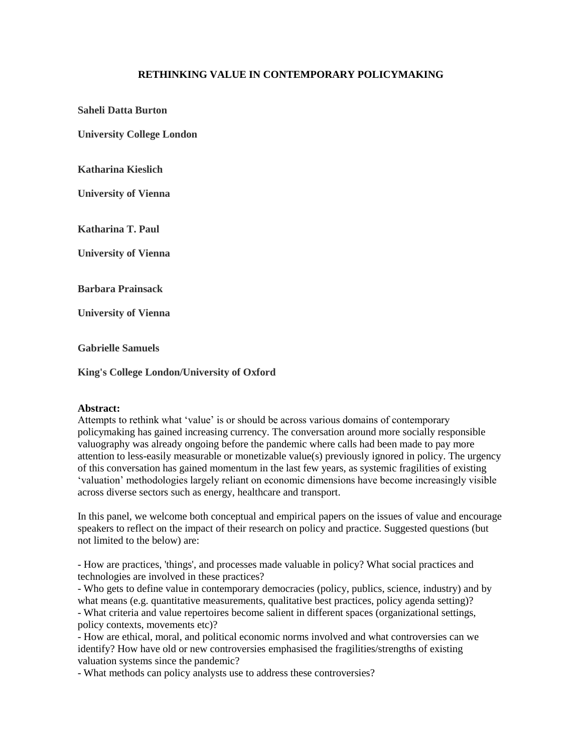# RETHINKING VALUE IN CONTEMPORARY POLICYMAKING

**Saheli Datta Burton**

**University College London**

**Katharina Kieslich**

**University of Vienna**

**Katharina T. Paul**

**University of Vienna**

**Barbara Prainsack**

**University of Vienna**

**Gabrielle Samuels**

**King's College London/University of Oxford**

**Abstract:**

Attempts to rethink what 'value' is or should be across various domains of contemporary policymaking has gained increasing currency. The conversation around more socially responsible valuography was already ongoing before the pandemic where calls had been made to pay more attention to less-easily measurable or monetizable value(s) previously ignored in policy. The urgency of this conversation has gained momentum in the last few years, as systemic fragilities of existing 'valuation' methodologies largely reliant on economic dimensions have become increasingly visible across diverse sectors such as energy, healthcare and transport.

In this panel, we welcome both conceptual and empirical papers on the issues of value and encourage speakers to reflect on the impact of their research on policy and practice. Suggested questions (but not limited to the below) are:

- How are practices, 'things', and processes made valuable in policy? What social practices and technologies are involved in these practices?
- Who gets to define value in contemporary democracies (policy, publics, science, industry) and by what means (e.g. quantitative measurements, qualitative best practices, policy agenda setting)?
- What criteria and value repertoires become salient in different spaces (organizational settings, policy contexts, movements etc)?
- How are ethical, moral, and political economic norms involved and what controversies can we identify? How have old or new controversies emphasised the fragilities/strengths of existing valuation systems since the pandemic?
- What methods can policy analysts use to address these controversies?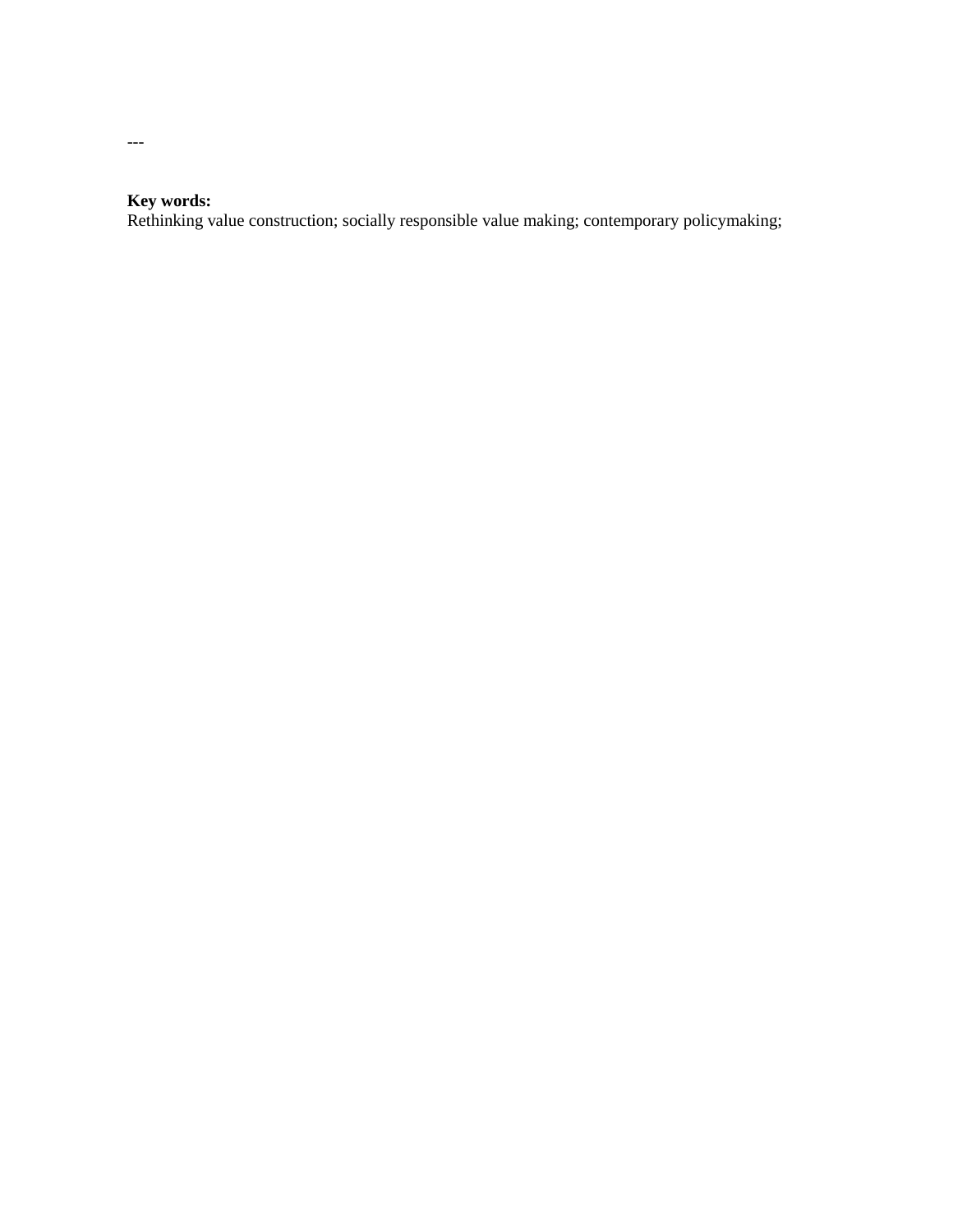---

**Key words:**
Rethinking value construction; socially responsible value making; contemporary policymaking;